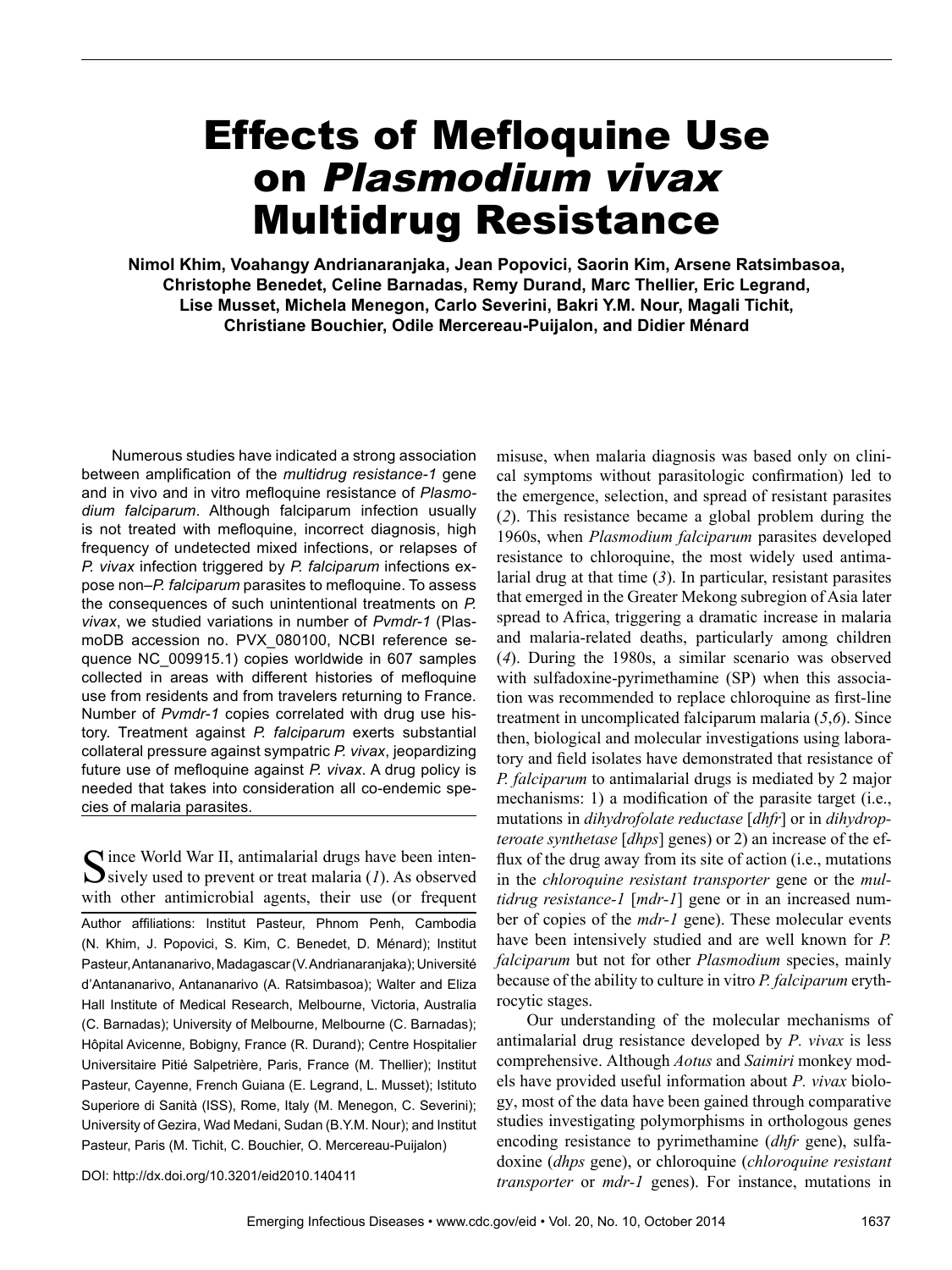# Effects of Mefloquine Use on *Plasmodium vivax* Multidrug Resistance

**Nimol Khim, Voahangy Andrianaranjaka, Jean Popovici, Saorin Kim, Arsene Ratsimbasoa, Christophe Benedet, Celine Barnadas, Remy Durand, Marc Thellier, Eric Legrand, Lise Musset, Michela Menegon, Carlo Severini, Bakri Y.M. Nour, Magali Tichit, Christiane Bouchier, Odile Mercereau-Puijalon, and Didier Ménard**

Numerous studies have indicated a strong association between amplification of the *multidrug resistance-1* gene and in vivo and in vitro mefloquine resistance of *Plasmodium falciparum*. Although falciparum infection usually is not treated with mefloquine, incorrect diagnosis, high frequency of undetected mixed infections, or relapses of *P. vivax* infection triggered by *P. falciparum* infections expose non–*P. falciparum* parasites to mefloquine. To assess the consequences of such unintentional treatments on *P. vivax*, we studied variations in number of *Pvmdr-1* (PlasmoDB accession no. PVX_080100, NCBI reference sequence NC_009915.1) copies worldwide in 607 samples collected in areas with different histories of mefloquine use from residents and from travelers returning to France. Number of *Pvmdr-1* copies correlated with drug use history. Treatment against *P. falciparum* exerts substantial collateral pressure against sympatric *P. vivax*, jeopardizing future use of mefloquine against *P. vivax*. A drug policy is needed that takes into consideration all co-endemic species of malaria parasites.

Since World War II, antimalarial drugs have been intensively used to prevent or treat malaria (*1*). As observed with other antimicrobial agents, their use (or frequent misuse, when malaria diagnosis was based only on clinical symptoms without parasitologic confirmation) led to the emergence, selection, and spread of resistant parasites (*2*). This resistance became a global problem during the 1960s, when *Plasmodium falciparum* parasites developed resistance to chloroquine, the most widely used antimalarial drug at that time (*3*). In particular, resistant parasites that emerged in the Greater Mekong subregion of Asia later spread to Africa, triggering a dramatic increase in malaria and malaria-related deaths, particularly among children (*4*). During the 1980s, a similar scenario was observed with sulfadoxine-pyrimethamine (SP) when this association was recommended to replace chloroquine as first-line treatment in uncomplicated falciparum malaria (*5*,*6*). Since then, biological and molecular investigations using laboratory and field isolates have demonstrated that resistance of *P. falciparum* to antimalarial drugs is mediated by 2 major mechanisms: 1) a modification of the parasite target (i.e., mutations in *dihydrofolate reductase* [*dhfr*] or in *dihydropteroate synthetase* [*dhps*] genes) or 2) an increase of the efflux of the drug away from its site of action (i.e., mutations in the *chloroquine resistant transporter* gene or the *multidrug resistance-1* [*mdr-1*] gene or in an increased number of copies of the *mdr-1* gene). These molecular events have been intensively studied and are well known for *P. falciparum* but not for other *Plasmodium* species, mainly because of the ability to culture in vitro *P. falciparum* erythrocytic stages.

Our understanding of the molecular mechanisms of antimalarial drug resistance developed by *P. vivax* is less comprehensive. Although *Aotus* and *Saimiri* monkey models have provided useful information about *P. vivax* biology, most of the data have been gained through comparative studies investigating polymorphisms in orthologous genes encoding resistance to pyrimethamine (*dhfr* gene), sulfadoxine (*dhps* gene), or chloroquine (*chloroquine resistant transporter* or *mdr-1* genes). For instance, mutations in

Author affiliations: Institut Pasteur, Phnom Penh, Cambodia (N. Khim, J. Popovici, S. Kim, C. Benedet, D. Ménard); Institut Pasteur, Antananarivo, Madagascar (V. Andrianaranjaka); Université d'Antananarivo, Antananarivo (A. Ratsimbasoa); Walter and Eliza Hall Institute of Medical Research, Melbourne, Victoria, Australia (C. Barnadas); University of Melbourne, Melbourne (C. Barnadas); Hôpital Avicenne, Bobigny, France (R. Durand); Centre Hospitalier Universitaire Pitié Salpetrière, Paris, France (M. Thellier); Institut Pasteur, Cayenne, French Guiana (E. Legrand, L. Musset); Istituto Superiore di Sanità (ISS), Rome, Italy (M. Menegon, C. Severini); University of Gezira, Wad Medani, Sudan (B.Y.M. Nour); and Institut Pasteur, Paris (M. Tichit, C. Bouchier, O. Mercereau-Puijalon)

DOI: http://dx.doi.org/10.3201/eid2010.140411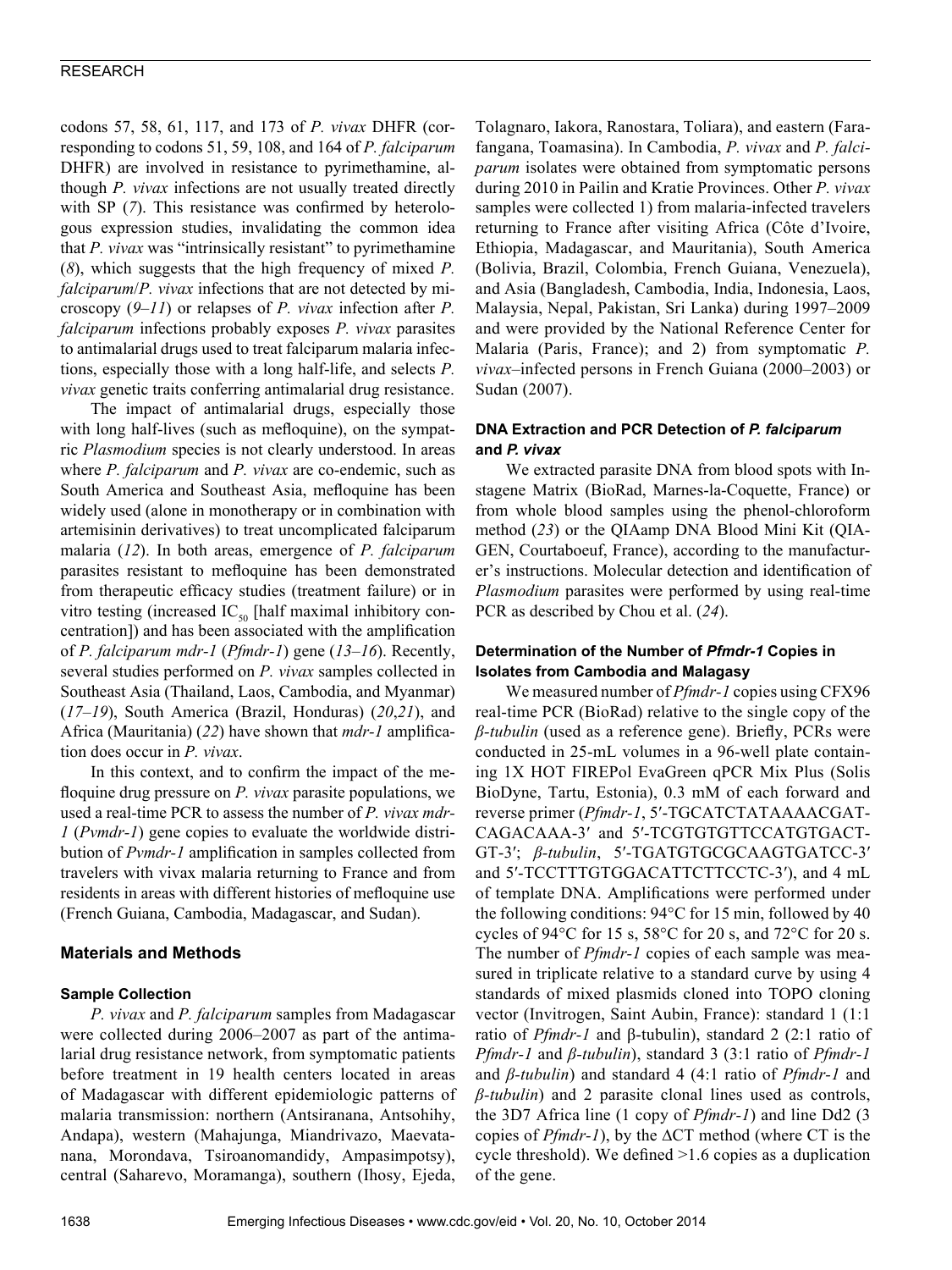codons 57, 58, 61, 117, and 173 of *P. vivax* DHFR (corresponding to codons 51, 59, 108, and 164 of *P. falciparum* DHFR) are involved in resistance to pyrimethamine, although *P. vivax* infections are not usually treated directly with SP (*7*). This resistance was confirmed by heterologous expression studies, invalidating the common idea that *P. vivax* was "intrinsically resistant" to pyrimethamine (*8*), which suggests that the high frequency of mixed *P. falciparum*/*P. vivax* infections that are not detected by microscopy (*9–11*) or relapses of *P. vivax* infection after *P. falciparum* infections probably exposes *P. vivax* parasites to antimalarial drugs used to treat falciparum malaria infections, especially those with a long half-life, and selects *P. vivax* genetic traits conferring antimalarial drug resistance.

The impact of antimalarial drugs, especially those with long half-lives (such as mefloquine), on the sympatric *Plasmodium* species is not clearly understood. In areas where *P. falciparum* and *P. vivax* are co-endemic, such as South America and Southeast Asia, mefloquine has been widely used (alone in monotherapy or in combination with artemisinin derivatives) to treat uncomplicated falciparum malaria (*12*). In both areas, emergence of *P. falciparum* parasites resistant to mefloquine has been demonstrated from therapeutic efficacy studies (treatment failure) or in vitro testing (increased $IC_{50}$ [half maximal inhibitory concentration]) and has been associated with the amplification of *P. falciparum mdr-1* (*Pfmdr-1*) gene (*13–16*). Recently, several studies performed on *P. vivax* samples collected in Southeast Asia (Thailand, Laos, Cambodia, and Myanmar) (*17–19*), South America (Brazil, Honduras) (*20*,*21*), and Africa (Mauritania) (*22*) have shown that *mdr-1* amplification does occur in *P. vivax*.

In this context, and to confirm the impact of the mefloquine drug pressure on *P. vivax* parasite populations, we used a real-time PCR to assess the number of *P. vivax mdr-1* (*Pvmdr-1*) gene copies to evaluate the worldwide distribution of *Pvmdr-1* amplification in samples collected from travelers with vivax malaria returning to France and from residents in areas with different histories of mefloquine use (French Guiana, Cambodia, Madagascar, and Sudan).

## Materials and Methods

### Sample Collection

*P. vivax* and *P. falciparum* samples from Madagascar were collected during 2006–2007 as part of the antimalarial drug resistance network, from symptomatic patients before treatment in 19 health centers located in areas of Madagascar with different epidemiologic patterns of malaria transmission: northern (Antsiranana, Antsohihy, Andapa), western (Mahajunga, Miandrivazo, Maevatanana, Morondava, Tsiroanomandidy, Ampasimpotsy), central (Saharevo, Moramanga), southern (Ihosy, Ejeda, Tolagnaro, Iakora, Ranostara, Toliara), and eastern (Farafangana, Toamasina). In Cambodia, *P. vivax* and *P. falciparum* isolates were obtained from symptomatic persons during 2010 in Pailin and Kratie Provinces. Other *P. vivax* samples were collected 1) from malaria-infected travelers returning to France after visiting Africa (Côte d'Ivoire, Ethiopia, Madagascar, and Mauritania), South America (Bolivia, Brazil, Colombia, French Guiana, Venezuela), and Asia (Bangladesh, Cambodia, India, Indonesia, Laos, Malaysia, Nepal, Pakistan, Sri Lanka) during 1997–2009 and were provided by the National Reference Center for Malaria (Paris, France); and 2) from symptomatic *P. vivax*–infected persons in French Guiana (2000–2003) or Sudan (2007).

### DNA Extraction and PCR Detection of *P. falciparum* and *P. vivax*

We extracted parasite DNA from blood spots with Instagene Matrix (BioRad, Marnes-la-Coquette, France) or from whole blood samples using the phenol-chloroform method (*23*) or the QIAamp DNA Blood Mini Kit (QIAGEN, Courtaboeuf, France), according to the manufacturer's instructions. Molecular detection and identification of *Plasmodium* parasites were performed by using real-time PCR as described by Chou et al. (*24*).

### Determination of the Number of *Pfmdr-1* Copies in Isolates from Cambodia and Malagasy

We measured number of *Pfmdr-1* copies using CFX96 real-time PCR (BioRad) relative to the single copy of the *β-tubulin* (used as a reference gene). Briefly, PCRs were conducted in 25-mL volumes in a 96-well plate containing 1X HOT FIREPol EvaGreen qPCR Mix Plus (Solis BioDyne, Tartu, Estonia), 0.3 mM of each forward and reverse primer (*Pfmdr-1*, 5′-TGCATCTATAAAACGATCAGACAAA-3′ and 5′-TCGTGTGTTCCATGTGACTGT-3′; *β-tubulin*, 5′-TGATGTGCGCAAGTGATCC-3′ and 5′-TCCTTTGTGGACATTCTTCCTC-3′), and 4 mL of template DNA. Amplifications were performed under the following conditions: 94°C for 15 min, followed by 40 cycles of 94°C for 15 s, 58°C for 20 s, and 72°C for 20 s. The number of *Pfmdr-1* copies of each sample was measured in triplicate relative to a standard curve by using 4 standards of mixed plasmids cloned into TOPO cloning vector (Invitrogen, Saint Aubin, France): standard 1 (1:1 ratio of *Pfmdr-1* and β-tubulin), standard 2 (2:1 ratio of *Pfmdr-1* and *β-tubulin*), standard 3 (3:1 ratio of *Pfmdr-1* and *β-tubulin*) and standard 4 (4:1 ratio of *Pfmdr-1* and *β-tubulin*) and 2 parasite clonal lines used as controls, the 3D7 Africa line (1 copy of *Pfmdr-1*) and line Dd2 (3 copies of *Pfmdr-1*), by the ΔCT method (where CT is the cycle threshold). We defined >1.6 copies as a duplication of the gene.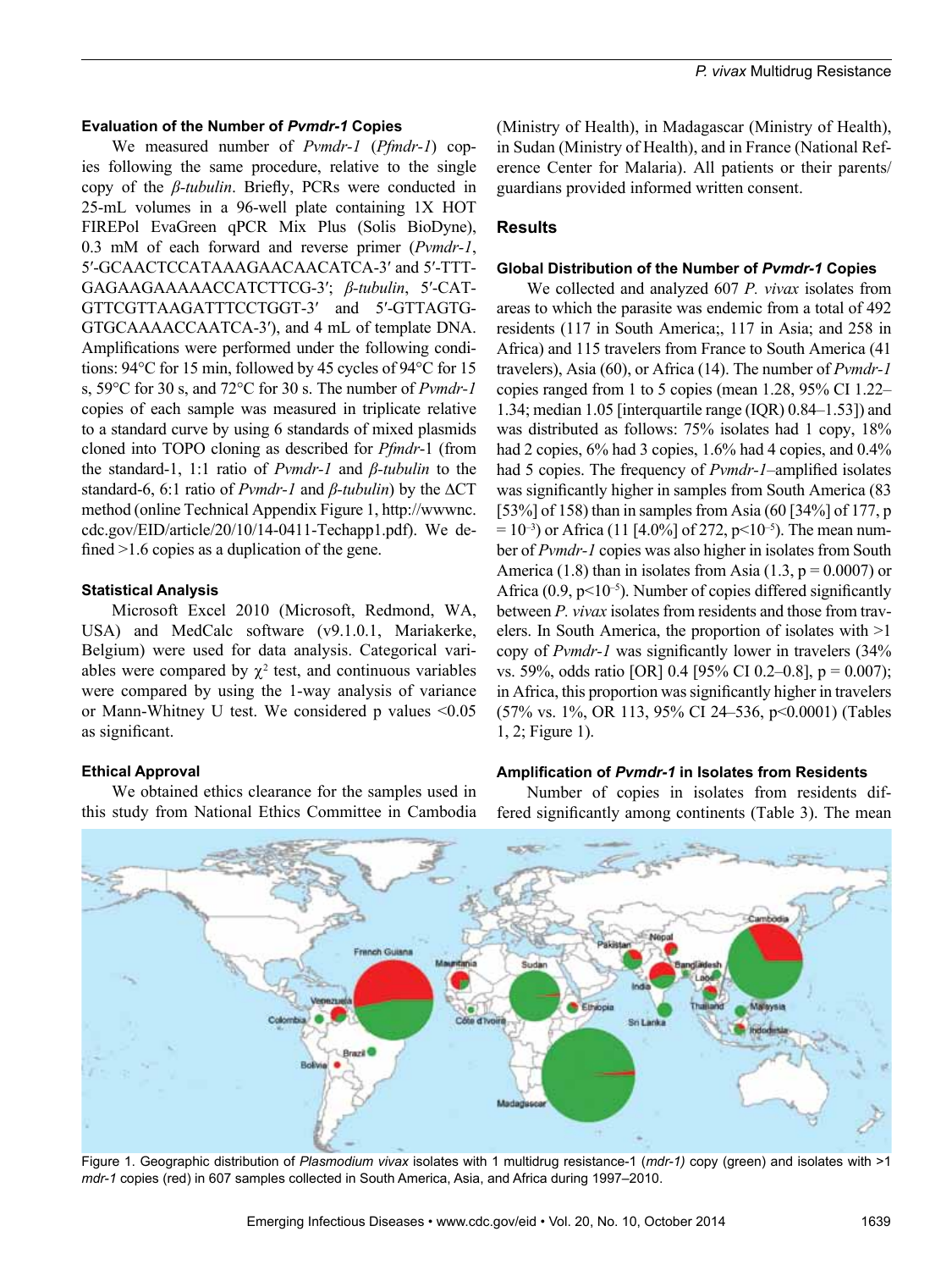#### Evaluation of the Number of *Pvmdr-1* Copies

We measured number of *Pvmdr-1* (*Pfmdr-1*) copies following the same procedure, relative to the single copy of the *β-tubulin*. Briefly, PCRs were conducted in 25-mL volumes in a 96-well plate containing 1X HOT FIREPol EvaGreen qPCR Mix Plus (Solis BioDyne), 0.3 mM of each forward and reverse primer (*Pvmdr-1*, 5′-GCAACTCCATAAAGAACAACATCA-3′ and 5′-TTTGAGAAGAAAAACCATCTTCG-3′; *β-tubulin*, 5′-CATGTTCGTTAAGATTTCCTGGT-3′ and 5′-GTTAGTGGTGCAAAACCAATCA-3′), and 4 mL of template DNA. Amplifications were performed under the following conditions: 94°C for 15 min, followed by 45 cycles of 94°C for 15 s, 59°C for 30 s, and 72°C for 30 s. The number of *Pvmdr-1* copies of each sample was measured in triplicate relative to a standard curve by using 6 standards of mixed plasmids cloned into TOPO cloning as described for *Pfmdr*-1 (from the standard-1, 1:1 ratio of *Pvmdr-1* and *β-tubulin* to the standard-6, 6:1 ratio of *Pvmdr-1* and *β-tubulin*) by the ΔCT method (online Technical Appendix Figure 1, http://wwwnc.cdc.gov/EID/article/20/10/14-0411-Techapp1.pdf). We defined >1.6 copies as a duplication of the gene.

#### Statistical Analysis

Microsoft Excel 2010 (Microsoft, Redmond, WA, USA) and MedCalc software (v9.1.0.1, Mariakerke, Belgium) were used for data analysis. Categorical variables were compared by $\chi^2$ test, and continuous variables were compared by using the 1-way analysis of variance or Mann-Whitney U test. We considered p values <0.05 as significant.

#### Ethical Approval

We obtained ethics clearance for the samples used in this study from National Ethics Committee in Cambodia (Ministry of Health), in Madagascar (Ministry of Health), in Sudan (Ministry of Health), and in France (National Reference Center for Malaria). All patients or their parents/guardians provided informed written consent.

### Results

#### Global Distribution of the Number of *Pvmdr-1* Copies

We collected and analyzed 607 *P. vivax* isolates from areas to which the parasite was endemic from a total of 492 residents (117 in South America;, 117 in Asia; and 258 in Africa) and 115 travelers from France to South America (41 travelers), Asia (60), or Africa (14). The number of *Pvmdr-1* copies ranged from 1 to 5 copies (mean 1.28, 95% CI 1.22–1.34; median 1.05 [interquartile range (IQR) 0.84–1.53]) and was distributed as follows: 75% isolates had 1 copy, 18% had 2 copies, 6% had 3 copies, 1.6% had 4 copies, and 0.4% had 5 copies. The frequency of *Pvmdr-1*–amplified isolates was significantly higher in samples from South America (83 [53%] of 158) than in samples from Asia (60 [34%] of 177, $p = 10^{-3}$) or Africa (11 [4.0%] of 272, $p<10^{-5}$). The mean number of *Pvmdr-1* copies was also higher in isolates from South America (1.8) than in isolates from Asia (1.3, p = 0.0007) or Africa (0.9, $p<10^{-5}$). Number of copies differed significantly between *P. vivax* isolates from residents and those from travelers. In South America, the proportion of isolates with >1 copy of *Pvmdr-1* was significantly lower in travelers (34% vs. 59%, odds ratio [OR] 0.4 [95% CI 0.2–0.8], p = 0.007); in Africa, this proportion was significantly higher in travelers (57% vs. 1%, OR 113, 95% CI 24–536, p<0.0001) (Tables 1, 2; Figure 1).

#### Amplification of *Pvmdr-1* in Isolates from Residents

Number of copies in isolates from residents differed significantly among continents (Table 3). The mean

Figure 1. Geographic distribution of *Plasmodium vivax* isolates with 1 multidrug resistance-1 (*mdr-1)* copy (green) and isolates with >1 *mdr-1* copies (red) in 607 samples collected in South America, Asia, and Africa during 1997–2010.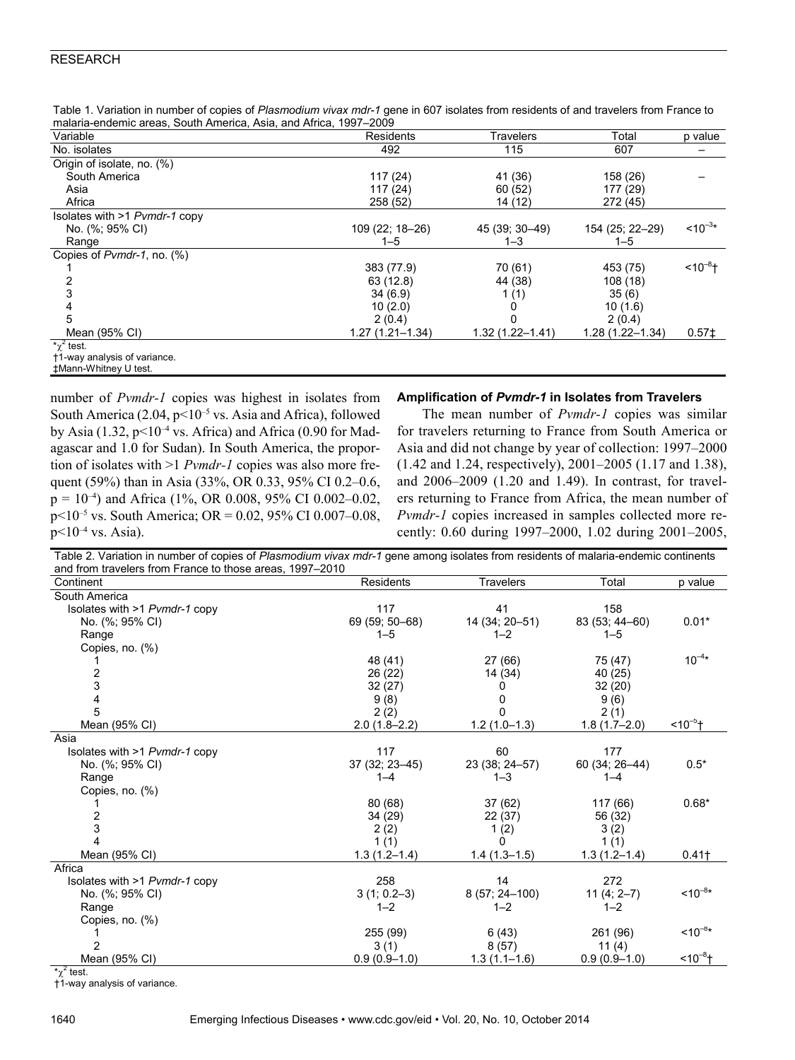Table 1. Variation in number of copies of *Plasmodium vivax mdr-1* gene in 607 isolates from residents of and travelers from France to malaria-endemic areas, South America, Asia, and Africa, 1997–2009

| Variable | Residents | Travelers | Total | p value |
|---|---|---|---|---|
| No. isolates | 492 | 115 | 607 | – |
| Origin of isolate, no. (%) | | | | |
| South America | 117 (24) | 41 (36) | 158 (26) | – |
| Asia | 117 (24) | 60 (52) | 177 (29) | |
| Africa | 258 (52) | 14 (12) | 272 (45) | |
| Isolates with >1 *Pvmdr-1* copy | | | | |
| No. (%; 95% CI) | 109 (22; 18–26) | 45 (39; 30–49) | 154 (25; 22–29) | $<10^{-3}$* |
| Range | 1–5 | 1–3 | 1–5 | |
| Copies of *Pvmdr-1*, no. (%) | | | | |
| 1 | 383 (77.9) | 70 (61) | 453 (75) | $<10^{-8}$† |
| 2 | 63 (12.8) | 44 (38) | 108 (18) | |
| 3 | 34 (6.9) | 1 (1) | 35 (6) | |
| 4 | 10 (2.0) | 0 | 10 (1.6) | |
| 5 | 2 (0.4) | 0 | 2 (0.4) | |
| Mean (95% CI) | 1.27 (1.21–1.34) | 1.32 (1.22–1.41) | 1.28 (1.22–1.34) | 0.57‡ |

*$\chi^2$ test.
†1-way analysis of variance.
‡Mann-Whitney U test.

number of *Pvmdr-1* copies was highest in isolates from South America (2.04, $p<10^{-5}$ vs. Asia and Africa), followed by Asia (1.32, $p<10^{-4}$ vs. Africa) and Africa (0.90 for Madagascar and 1.0 for Sudan). In South America, the proportion of isolates with >1 *Pvmdr-1* copies was also more frequent (59%) than in Asia (33%, OR 0.33, 95% CI 0.2–0.6, $p = 10^{-4}$) and Africa (1%, OR 0.008, 95% CI 0.002–0.02, $p<10^{-5}$ vs. South America; OR = 0.02, 95% CI 0.007–0.08, $p<10^{-4}$ vs. Asia).

## Amplification of *Pvmdr-1* in Isolates from Travelers

The mean number of *Pvmdr-1* copies was similar for travelers returning to France from South America or Asia and did not change by year of collection: 1997–2000 (1.42 and 1.24, respectively), 2001–2005 (1.17 and 1.38), and 2006–2009 (1.20 and 1.49). In contrast, for travelers returning to France from Africa, the mean number of *Pvmdr-1* copies increased in samples collected more recently: 0.60 during 1997–2000, 1.02 during 2001–2005,

Table 2. Variation in number of copies of *Plasmodium vivax mdr-1* gene among isolates from residents of malaria-endemic continents and from travelers from France to those areas, 1997–2010

| Continent | Residents | Travelers | Total | p value |
|---|---|---|---|---|
| South America | | | | |
| Isolates with >1 *Pvmdr-1* copy | 117 | 41 | 158 | |
| No. (%; 95% CI) | 69 (59; 50–68) | 14 (34; 20–51) | 83 (53; 44–60) | 0.01* |
| Range | 1–5 | 1–2 | 1–5 | |
| Copies, no. (%) | | | | |
| 1 | 48 (41) | 27 (66) | 75 (47) | $10^{-4}$* |
| 2 | 26 (22) | 14 (34) | 40 (25) | |
| 3 | 32 (27) | 0 | 32 (20) | |
| 4 | 9 (8) | 0 | 9 (6) | |
| 5 | 2 (2) | 0 | 2 (1) | |
| Mean (95% CI) | 2.0 (1.8–2.2) | 1.2 (1.0–1.3) | 1.8 (1.7–2.0) | $<10^{-5}$† |
| Asia | | | | |
| Isolates with >1 *Pvmdr-1* copy | 117 | 60 | 177 | |
| No. (%; 95% CI) | 37 (32; 23–45) | 23 (38; 24–57) | 60 (34; 26–44) | 0.5* |
| Range | 1–4 | 1–3 | 1–4 | |
| Copies, no. (%) | | | | |
| 1 | 80 (68) | 37 (62) | 117 (66) | 0.68* |
| 2 | 34 (29) | 22 (37) | 56 (32) | |
| 3 | 2 (2) | 1 (2) | 3 (2) | |
| 4 | 1 (1) | 0 | 1 (1) | |
| Mean (95% CI) | 1.3 (1.2–1.4) | 1.4 (1.3–1.5) | 1.3 (1.2–1.4) | 0.41† |
| Africa | | | | |
| Isolates with >1 *Pvmdr-1* copy | 258 | 14 | 272 | |
| No. (%; 95% CI) | 3 (1; 0.2–3) | 8 (57; 24–100) | 11 (4; 2–7) | $<10^{-8}$* |
| Range | 1–2 | 1–2 | 1–2 | |
| Copies, no. (%) | | | | |
| 1 | 255 (99) | 6 (43) | 261 (96) | $<10^{-8}$* |
| 2 | 3 (1) | 8 (57) | 11 (4) | |
| Mean (95% CI) | 0.9 (0.9–1.0) | 1.3 (1.1–1.6) | 0.9 (0.9–1.0) | $<10^{-8}$† |

*$\chi^2$ test.
†1-way analysis of variance.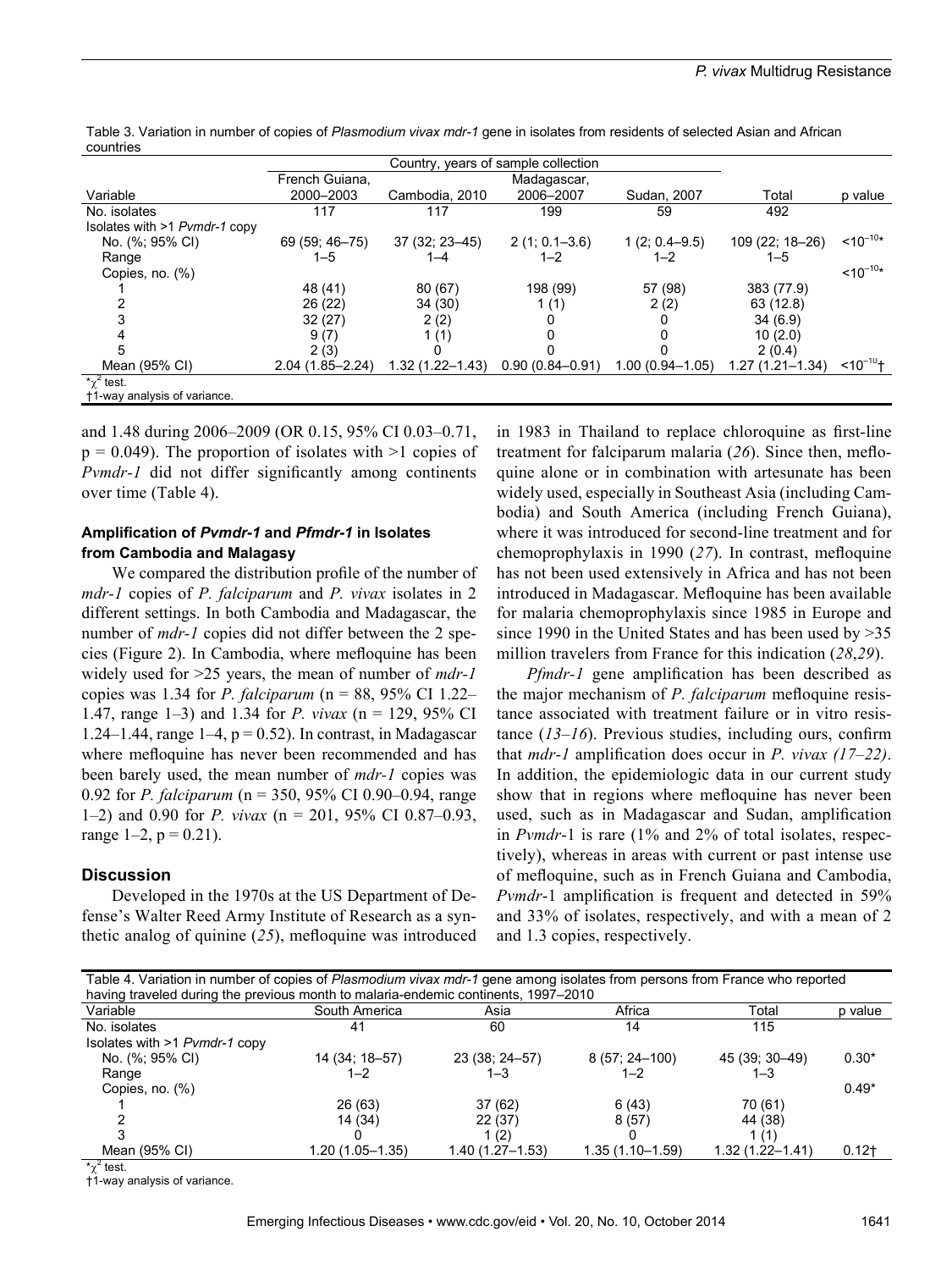Table 3. Variation in number of copies of *Plasmodium vivax mdr-1* gene in isolates from residents of selected Asian and African countries

| Variable | French Guiana, 2000–2003 | Cambodia, 2010 | Madagascar, 2006–2007 | Sudan, 2007 | Total | p value |
|---|---|---|---|---|---|---|
| | Country, years of sample collection | | | | | |
| No. isolates | 117 | 117 | 199 | 59 | 492 | |
| Isolates with >1 *Pvmdr-1* copy | | | | | | |
| No. (%; 95% CI) | 69 (59; 46–75) | 37 (32; 23–45) | 2 (1; 0.1–3.6) | 1 (2; 0.4–9.5) | 109 (22; 18–26) | $<10^{-10}$* |
| Range | 1–5 | 1–4 | 1–2 | 1–2 | 1–5 | |
| Copies, no. (%) | | | | | | $<10^{-10}$* |
| 1 | 48 (41) | 80 (67) | 198 (99) | 57 (98) | 383 (77.9) | |
| 2 | 26 (22) | 34 (30) | 1 (1) | 2 (2) | 63 (12.8) | |
| 3 | 32 (27) | 2 (2) | 0 | 0 | 34 (6.9) | |
| 4 | 9 (7) | 1 (1) | 0 | 0 | 10 (2.0) | |
| 5 | 2 (3) | 0 | 0 | 0 | 2 (0.4) | |
| Mean (95% CI) | 2.04 (1.85–2.24) | 1.32 (1.22–1.43) | 0.90 (0.84–0.91) | 1.00 (0.94–1.05) | 1.27 (1.21–1.34) | $<10^{-10}$† |

*$\chi^2$ test.
†1-way analysis of variance.

and 1.48 during 2006–2009 (OR 0.15, 95% CI 0.03–0.71, $p = 0.049$). The proportion of isolates with >1 copies of *Pvmdr-1* did not differ significantly among continents over time (Table 4).

### Amplification of *Pvmdr-1* and *Pfmdr-1* in Isolates from Cambodia and Malagasy

We compared the distribution profile of the number of *mdr-1* copies of *P. falciparum* and *P. vivax* isolates in 2 different settings. In both Cambodia and Madagascar, the number of *mdr-1* copies did not differ between the 2 species (Figure 2). In Cambodia, where mefloquine has been widely used for >25 years, the mean of number of *mdr-1* copies was 1.34 for *P. falciparum* (n = 88, 95% CI 1.22–1.47, range 1–3) and 1.34 for *P. vivax* (n = 129, 95% CI 1.24–1.44, range 1–4, $p = 0.52$). In contrast, in Madagascar where mefloquine has never been recommended and has been barely used, the mean number of *mdr-1* copies was 0.92 for *P. falciparum* (n = 350, 95% CI 0.90–0.94, range 1–2) and 0.90 for *P. vivax* (n = 201, 95% CI 0.87–0.93, range 1–2, $p = 0.21$).

## Discussion

Developed in the 1970s at the US Department of Defense's Walter Reed Army Institute of Research as a synthetic analog of quinine (*25*), mefloquine was introduced in 1983 in Thailand to replace chloroquine as first-line treatment for falciparum malaria (*26*). Since then, mefloquine alone or in combination with artesunate has been widely used, especially in Southeast Asia (including Cambodia) and South America (including French Guiana), where it was introduced for second-line treatment and for chemoprophylaxis in 1990 (*27*). In contrast, mefloquine has not been used extensively in Africa and has not been introduced in Madagascar. Mefloquine has been available for malaria chemoprophylaxis since 1985 in Europe and since 1990 in the United States and has been used by >35 million travelers from France for this indication (*28*,*29*).

*Pfmdr-1* gene amplification has been described as the major mechanism of *P. falciparum* mefloquine resistance associated with treatment failure or in vitro resistance (*13*–*16*). Previous studies, including ours, confirm that *mdr-1* amplification does occur in *P. vivax (17*–*22)*. In addition, the epidemiologic data in our current study show that in regions where mefloquine has never been used, such as in Madagascar and Sudan, amplification in *Pvmdr*-1 is rare (1% and 2% of total isolates, respectively), whereas in areas with current or past intense use of mefloquine, such as in French Guiana and Cambodia, *Pvmdr*-1 amplification is frequent and detected in 59% and 33% of isolates, respectively, and with a mean of 2 and 1.3 copies, respectively.

Table 4. Variation in number of copies of *Plasmodium vivax mdr-1* gene among isolates from persons from France who reported having traveled during the previous month to malaria-endemic continents, 1997–2010

| Variable | South America | Asia | Africa | Total | p value |
|---|---|---|---|---|---|
| No. isolates | 41 | 60 | 14 | 115 | |
| Isolates with >1 *Pvmdr-1* copy | | | | | |
| No. (%; 95% CI) | 14 (34; 18–57) | 23 (38; 24–57) | 8 (57; 24–100) | 45 (39; 30–49) | 0.30* |
| Range | 1–2 | 1–3 | 1–2 | 1–3 | |
| Copies, no. (%) | | | | | 0.49* |
| 1 | 26 (63) | 37 (62) | 6 (43) | 70 (61) | |
| 2 | 14 (34) | 22 (37) | 8 (57) | 44 (38) | |
| 3 | 0 | 1 (2) | 0 | 1 (1) | |
| Mean (95% CI) | 1.20 (1.05–1.35) | 1.40 (1.27–1.53) | 1.35 (1.10–1.59) | 1.32 (1.22–1.41) | 0.12† |

*$\chi^2$ test.
†1-way analysis of variance.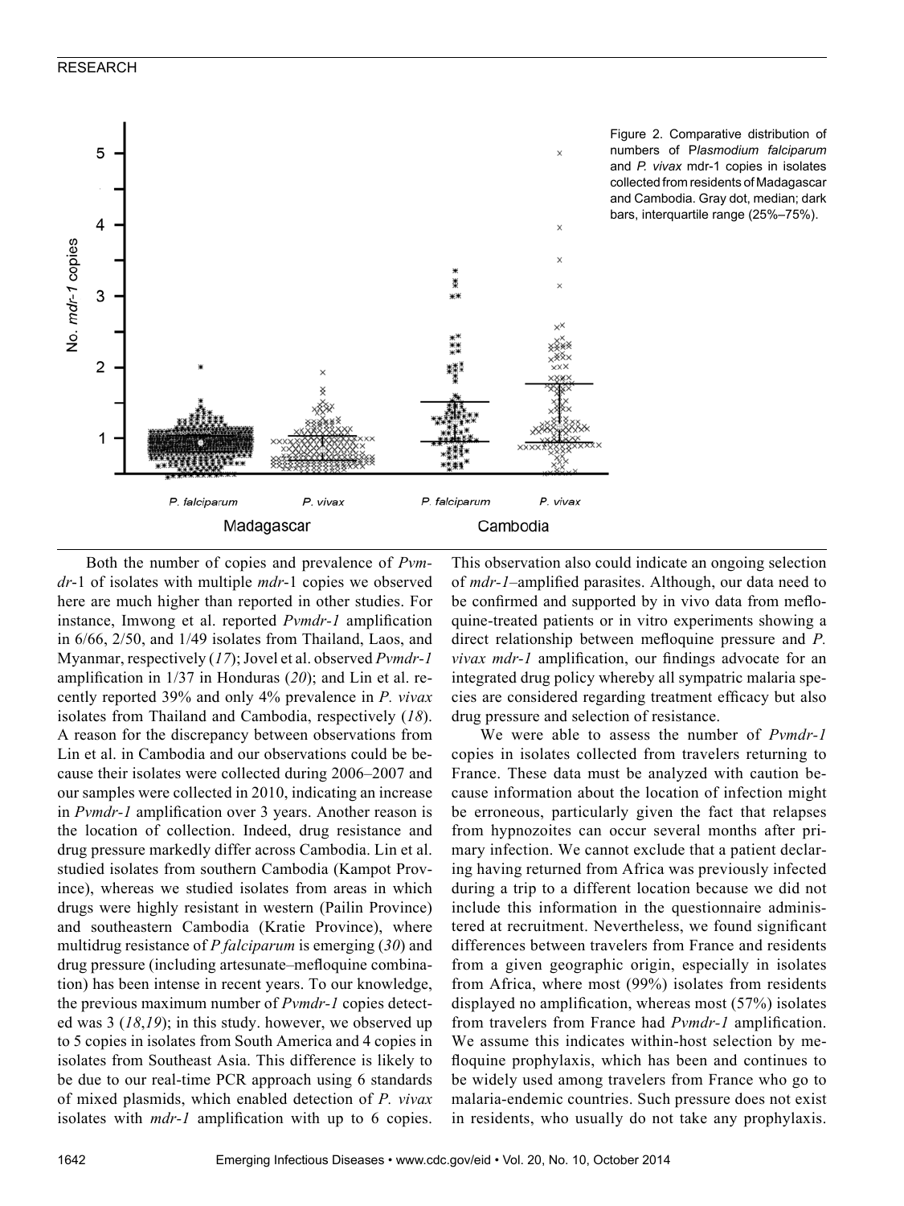Figure 2. Comparative distribution of numbers of P*lasmodium falciparum* and *P. vivax* mdr-1 copies in isolates collected from residents of Madagascar and Cambodia. Gray dot, median; dark bars, interquartile range (25%–75%).

Both the number of copies and prevalence of *Pvmdr*-1 of isolates with multiple *mdr*-1 copies we observed here are much higher than reported in other studies. For instance, Imwong et al. reported *Pvmdr-1* amplification in 6/66, 2/50, and 1/49 isolates from Thailand, Laos, and Myanmar, respectively (*17*); Jovel et al. observed *Pvmdr-1* amplification in 1/37 in Honduras (*20*); and Lin et al. recently reported 39% and only 4% prevalence in *P. vivax* isolates from Thailand and Cambodia, respectively (*18*). A reason for the discrepancy between observations from Lin et al. in Cambodia and our observations could be because their isolates were collected during 2006–2007 and our samples were collected in 2010, indicating an increase in *Pvmdr-1* amplification over 3 years. Another reason is the location of collection. Indeed, drug resistance and drug pressure markedly differ across Cambodia. Lin et al. studied isolates from southern Cambodia (Kampot Province), whereas we studied isolates from areas in which drugs were highly resistant in western (Pailin Province) and southeastern Cambodia (Kratie Province), where multidrug resistance of *P falciparum* is emerging (*30*) and drug pressure (including artesunate–mefloquine combination) has been intense in recent years. To our knowledge, the previous maximum number of *Pvmdr-1* copies detected was 3 (*18*,*19*); in this study. however, we observed up to 5 copies in isolates from South America and 4 copies in isolates from Southeast Asia. This difference is likely to be due to our real-time PCR approach using 6 standards of mixed plasmids, which enabled detection of *P. vivax* isolates with *mdr-1* amplification with up to 6 copies. This observation also could indicate an ongoing selection of *mdr-1*–amplified parasites. Although, our data need to be confirmed and supported by in vivo data from mefloquine-treated patients or in vitro experiments showing a direct relationship between mefloquine pressure and *P. vivax mdr-1* amplification, our findings advocate for an integrated drug policy whereby all sympatric malaria species are considered regarding treatment efficacy but also drug pressure and selection of resistance.

We were able to assess the number of *Pvmdr-1* copies in isolates collected from travelers returning to France. These data must be analyzed with caution because information about the location of infection might be erroneous, particularly given the fact that relapses from hypnozoites can occur several months after primary infection. We cannot exclude that a patient declaring having returned from Africa was previously infected during a trip to a different location because we did not include this information in the questionnaire administered at recruitment. Nevertheless, we found significant differences between travelers from France and residents from a given geographic origin, especially in isolates from Africa, where most (99%) isolates from residents displayed no amplification, whereas most (57%) isolates from travelers from France had *Pvmdr-1* amplification. We assume this indicates within-host selection by mefloquine prophylaxis, which has been and continues to be widely used among travelers from France who go to malaria-endemic countries. Such pressure does not exist in residents, who usually do not take any prophylaxis.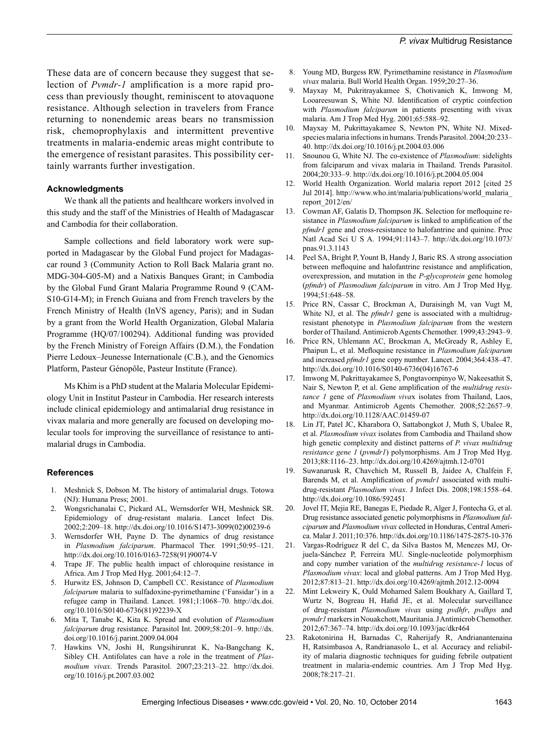These data are of concern because they suggest that selection of *Pvmdr-1* amplification is a more rapid process than previously thought, reminiscent to atovaquone resistance. Although selection in travelers from France returning to nonendemic areas bears no transmission risk, chemoprophylaxis and intermittent preventive treatments in malaria-endemic areas might contribute to the emergence of resistant parasites. This possibility certainly warrants further investigation.

### Acknowledgments

We thank all the patients and healthcare workers involved in this study and the staff of the Ministries of Health of Madagascar and Cambodia for their collaboration.

Sample collections and field laboratory work were supported in Madagascar by the Global Fund project for Madagascar round 3 (Community Action to Roll Back Malaria grant no. MDG-304-G05-M) and a Natixis Banques Grant; in Cambodia by the Global Fund Grant Malaria Programme Round 9 (CAM-S10-G14-M); in French Guiana and from French travelers by the French Ministry of Health (InVS agency, Paris); and in Sudan by a grant from the World Health Organization, Global Malaria Programme (HQ/07/100294). Additional funding was provided by the French Ministry of Foreign Affairs (D.M.), the Fondation Pierre Ledoux–Jeunesse Internationale (C.B.), and the Genomics Platform, Pasteur Génopôle, Pasteur Institute (France).

Ms Khim is a PhD student at the Malaria Molecular Epidemiology Unit in Institut Pasteur in Cambodia. Her research interests include clinical epidemiology and antimalarial drug resistance in vivax malaria and more generally are focused on developing molecular tools for improving the surveillance of resistance to antimalarial drugs in Cambodia.

### References

1. Meshnick S, Dobson M. The history of antimalarial drugs. Totowa (NJ): Humana Press; 2001.
2. Wongsrichanalai C, Pickard AL, Wernsdorfer WH, Meshnick SR. Epidemiology of drug-resistant malaria. Lancet Infect Dis. 2002;2:209–18. http://dx.doi.org/10.1016/S1473-3099(02)00239-6
3. Wernsdorfer WH, Payne D. The dynamics of drug resistance in *Plasmodium falciparum*. Pharmacol Ther. 1991;50:95–121. http://dx.doi.org/10.1016/0163-7258(91)90074-V
4. Trape JF. The public health impact of chloroquine resistance in Africa. Am J Trop Med Hyg. 2001;64:12–7.
5. Hurwitz ES, Johnson D, Campbell CC. Resistance of *Plasmodium falciparum* malaria to sulfadoxine-pyrimethamine ('Fansidar') in a refugee camp in Thailand. Lancet. 1981;1:1068–70. http://dx.doi.org/10.1016/S0140-6736(81)92239-X
6. Mita T, Tanabe K, Kita K. Spread and evolution of *Plasmodium falciparum* drug resistance. Parasitol Int. 2009;58:201–9. http://dx.doi.org/10.1016/j.parint.2009.04.004
7. Hawkins VN, Joshi H, Rungsihirunrat K, Na-Bangchang K, Sibley CH. Antifolates can have a role in the treatment of *Plasmodium vivax*. Trends Parasitol. 2007;23:213–22. http://dx.doi.org/10.1016/j.pt.2007.03.002
8. Young MD, Burgess RW. Pyrimethamine resistance in *Plasmodium vivax* malaria. Bull World Health Organ. 1959;20:27–36.
9. Mayxay M, Pukritrayakamee S, Chotivanich K, Imwong M, Looareesuwan S, White NJ. Identification of cryptic coinfection with *Plasmodium falciparum* in patients presenting with vivax malaria. Am J Trop Med Hyg. 2001;65:588–92.
10. Mayxay M, Pukrittayakamee S, Newton PN, White NJ. Mixed-species malaria infections in humans. Trends Parasitol. 2004;20:233–40. http://dx.doi.org/10.1016/j.pt.2004.03.006
11. Snounou G, White NJ. The co-existence of *Plasmodium*: sidelights from falciparum and vivax malaria in Thailand. Trends Parasitol. 2004;20:333–9. http://dx.doi.org/10.1016/j.pt.2004.05.004
12. World Health Organization. World malaria report 2012 [cited 25 Jul 2014]. http://www.who.int/malaria/publications/world_malaria_report_2012/en/
13. Cowman AF, Galatis D, Thompson JK. Selection for mefloquine resistance in *Plasmodium falciparum* is linked to amplification of the *pfmdr1* gene and cross-resistance to halofantrine and quinine. Proc Natl Acad Sci U S A. 1994;91:1143–7. http://dx.doi.org/10.1073/pnas.91.3.1143
14. Peel SA, Bright P, Yount B, Handy J, Baric RS. A strong association between mefloquine and halofantrine resistance and amplification, overexpression, and mutation in the *P-glycoprotein* gene homolog (*pfmdr*) of *Plasmodium falciparum* in vitro. Am J Trop Med Hyg. 1994;51:648–58.
15. Price RN, Cassar C, Brockman A, Duraisingh M, van Vugt M, White NJ, et al. The *pfmdr1* gene is associated with a multidrug-resistant phenotype in *Plasmodium falciparum* from the western border of Thailand. Antimicrob Agents Chemother. 1999;43:2943–9.
16. Price RN, Uhlemann AC, Brockman A, McGready R, Ashley E, Phaipun L, et al. Mefloquine resistance in *Plasmodium falciparum* and increased *pfmdr1* gene copy number. Lancet. 2004;364:438–47. http://dx.doi.org/10.1016/S0140-6736(04)16767-6
17. Imwong M, Pukrittayakamee S, Pongtavornpinyo W, Nakeesathit S, Nair S, Newton P, et al. Gene amplification of the *multidrug resistance 1* gene of *Plasmodium viva*x isolates from Thailand, Laos, and Myanmar. Antimicrob Agents Chemother. 2008;52:2657–9. http://dx.doi.org/10.1128/AAC.01459-07
18. Lin JT, Patel JC, Kharabora O, Sattabongkot J, Muth S, Ubalee R, et al. *Plasmodium vivax* isolates from Cambodia and Thailand show high genetic complexity and distinct patterns of *P. vivax multidrug resistance gene 1* (*pvmdr1*) polymorphisms. Am J Trop Med Hyg. 2013;88:1116–23. http://dx.doi.org/10.4269/ajtmh.12-0701
19. Suwanarusk R, Chavchich M, Russell B, Jaidee A, Chalfein F, Barends M, et al. Amplification of *pvmdr1* associated with multidrug-resistant *Plasmodium vivax*. J Infect Dis. 2008;198:1558–64. http://dx.doi.org/10.1086/592451
20. Jovel IT, Mejia RE, Banegas E, Piedade R, Alger J, Fontecha G, et al. Drug resistance associated genetic polymorphisms in *Plasmodium falciparum* and *Plasmodium vivax* collected in Honduras, Central America. Malar J. 2011;10:376. http://dx.doi.org/10.1186/1475-2875-10-376
21. Vargas-Rodríguez R del C, da Silva Bastos M, Menezes MJ, Orjuela-Sánchez P, Ferreira MU. Single-nucleotide polymorphism and copy number variation of the *multidrug resistance-1* locus of *Plasmodium vivax*: local and global patterns. Am J Trop Med Hyg. 2012;87:813–21. http://dx.doi.org/10.4269/ajtmh.2012.12-0094
22. Mint Lekweiry K, Ould Mohamed Salem Boukhary A, Gaillard T, Wurtz N, Bogreau H, Hafid JE, et al. Molecular surveillance of drug-resistant *Plasmodium vivax* using *pvdhfr*, *pvdhps* and *pvmdr1* markers in Nouakchott, Mauritania. J Antimicrob Chemother. 2012;67:367–74. http://dx.doi.org/10.1093/jac/dkr464
23. Rakotonirina H, Barnadas C, Raherijafy R, Andrianantenaina H, Ratsimbasoa A, Randrianasolo L, et al. Accuracy and reliability of malaria diagnostic techniques for guiding febrile outpatient treatment in malaria-endemic countries. Am J Trop Med Hyg. 2008;78:217–21.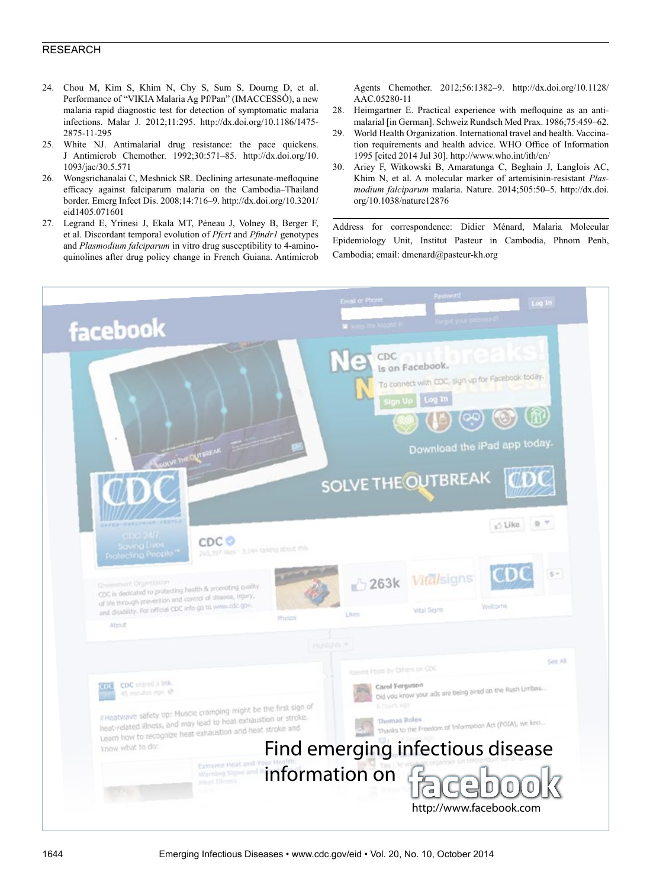24. Chou M, Kim S, Khim N, Chy S, Sum S, Dourng D, et al. Performance of "VIKIA Malaria Ag Pf/Pan" (IMACCESSÒ), a new malaria rapid diagnostic test for detection of symptomatic malaria infections. Malar J. 2012;11:295. http://dx.doi.org/10.1186/1475-2875-11-295
25. White NJ. Antimalarial drug resistance: the pace quickens. J Antimicrob Chemother. 1992;30:571–85. http://dx.doi.org/10.1093/jac/30.5.571
26. Wongsrichanalai C, Meshnick SR. Declining artesunate-mefloquine efficacy against falciparum malaria on the Cambodia–Thailand border. Emerg Infect Dis. 2008;14:716–9. http://dx.doi.org/10.3201/eid1405.071601
27. Legrand E, Yrinesi J, Ekala MT, Péneau J, Volney B, Berger F, et al. Discordant temporal evolution of *Pfcrt* and *Pfmdr1* genotypes and *Plasmodium falciparum* in vitro drug susceptibility to 4-aminoquinolines after drug policy change in French Guiana. Antimicrob Agents Chemother. 2012;56:1382–9. http://dx.doi.org/10.1128/AAC.05280-11
28. Heimgartner E. Practical experience with mefloquine as an antimalarial [in German]. Schweiz Rundsch Med Prax. 1986;75:459–62.
29. World Health Organization. International travel and health. Vaccination requirements and health advice. WHO Office of Information 1995 [cited 2014 Jul 30]. http://www.who.int/ith/en/
30. Ariey F, Witkowski B, Amaratunga C, Beghain J, Langlois AC, Khim N, et al. A molecular marker of artemisinin-resistant *Plasmodium falciparum* malaria. Nature. 2014;505:50–5. http://dx.doi.org/10.1038/nature12876

Address for correspondence: Didier Ménard, Malaria Molecular Epidemiology Unit, Institut Pasteur in Cambodia, Phnom Penh, Cambodia; email: dmenard@pasteur-kh.org

Find emerging infectious disease information on facebook

http://www.facebook.com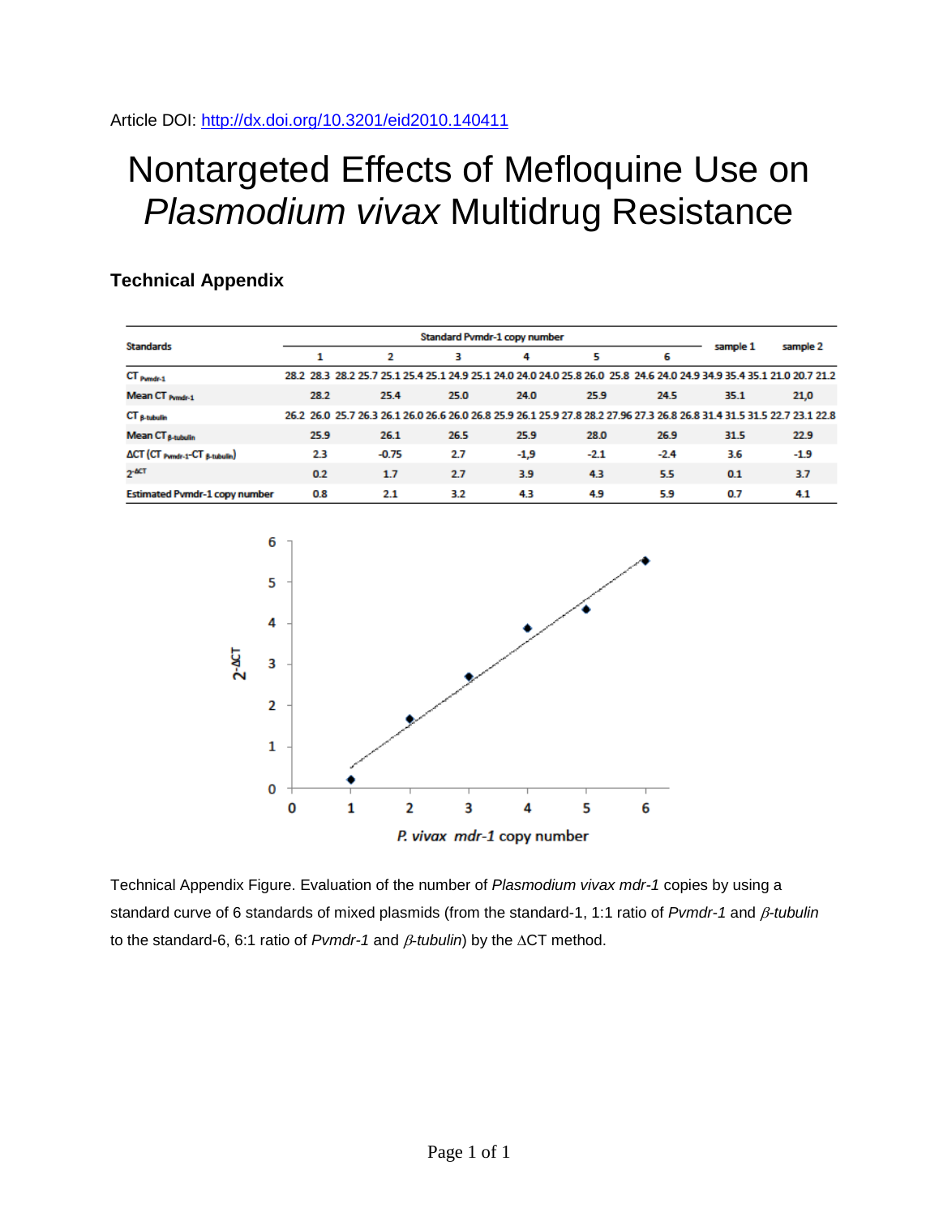Article DOI: http://dx.doi.org/10.3201/eid2010.140411

# Nontargeted Effects of Mefloquine Use on *Plasmodium vivax* Multidrug Resistance

## Technical Appendix

| Standards | Standard Pvmdr-1 copy number | | | | | | sample 1 | sample 2 |
|---|---|---|---|---|---|---|---|---|
| | 1 | 2 | 3 | 4 | 5 | 6 | | |
| $CT_{Pvmdr\text{-}1}$ | 28.2 28.3 28.2 | 25.7 25.1 25.4 | 25.1 24.9 25.1 | 24.0 24.0 24.0 | 25.8 26.0 25.8 | 24.6 24.0 24.9 | 34.9 35.4 35.1 | 21.0 20.7 21.2 |
| Mean $CT_{Pvmdr\text{-}1}$ | 28.2 | 25.4 | 25.0 | 24.0 | 25.9 | 24.5 | 35.1 | 21,0 |
| $CT_{\beta\text{-tubulin}}$ | 26.2 26.0 25.7 | 26.3 26.1 26.0 | 26.6 26.0 26.8 | 25.9 26.1 25.9 | 27.8 28.2 27.96 | 27.3 26.8 26.8 | 31.4 31.5 31.5 | 22.7 23.1 22.8 |
| Mean $CT_{\beta\text{-tubulin}}$ | 25.9 | 26.1 | 26.5 | 25.9 | 28.0 | 26.9 | 31.5 | 22.9 |
| $\Delta CT$ ($CT_{Pvmdr\text{-}1}$-$CT_{\beta\text{-tubulin}}$) | 2.3 | -0.75 | 2.7 | -1,9 | -2.1 | -2.4 | 3.6 | -1.9 |
| $2^{-\Delta CT}$ | 0.2 | 1.7 | 2.7 | 3.9 | 4.3 | 5.5 | 0.1 | 3.7 |
| Estimated Pvmdr-1 copy number | 0.8 | 2.1 | 3.2 | 4.3 | 4.9 | 5.9 | 0.7 | 4.1 |

$2^{-\Delta CT}$

6
5
4
3
2
1
0

0 1 2 3 4 5 6

*P. vivax mdr-1* copy number

Technical Appendix Figure. Evaluation of the number of *Plasmodium vivax mdr-1* copies by using a standard curve of 6 standards of mixed plasmids (from the standard-1, 1:1 ratio of *Pvmdr-1* and *β-tubulin* to the standard-6, 6:1 ratio of *Pvmdr-1* and *β-tubulin*) by the ΔCT method.